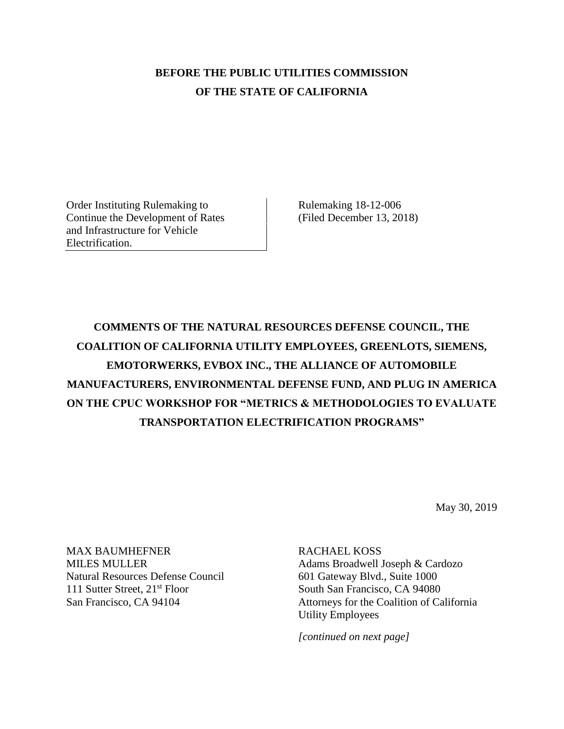**BEFORE THE PUBLIC UTILITIES COMMISSION**
**OF THE STATE OF CALIFORNIA**

| Order Instituting Rulemaking to Continue the Development of Rates and Infrastructure for Vehicle Electrification. | Rulemaking 18-12-006 (Filed December 13, 2018) |
|---|---|

**COMMENTS OF THE NATURAL RESOURCES DEFENSE COUNCIL, THE COALITION OF CALIFORNIA UTILITY EMPLOYEES, GREENLOTS, SIEMENS, EMOTORWERKS, EVBOX INC., THE ALLIANCE OF AUTOMOBILE MANUFACTURERS, ENVIRONMENTAL DEFENSE FUND, AND PLUG IN AMERICA ON THE CPUC WORKSHOP FOR "METRICS & METHODOLOGIES TO EVALUATE TRANSPORTATION ELECTRIFICATION PROGRAMS"**

May 30, 2019

MAX BAUMHEFNER
MILES MULLER
Natural Resources Defense Council
111 Sutter Street, 21st Floor
San Francisco, CA 94104

RACHAEL KOSS
Adams Broadwell Joseph & Cardozo
601 Gateway Blvd., Suite 1000
South San Francisco, CA 94080
Attorneys for the Coalition of California Utility Employees

*[continued on next page]*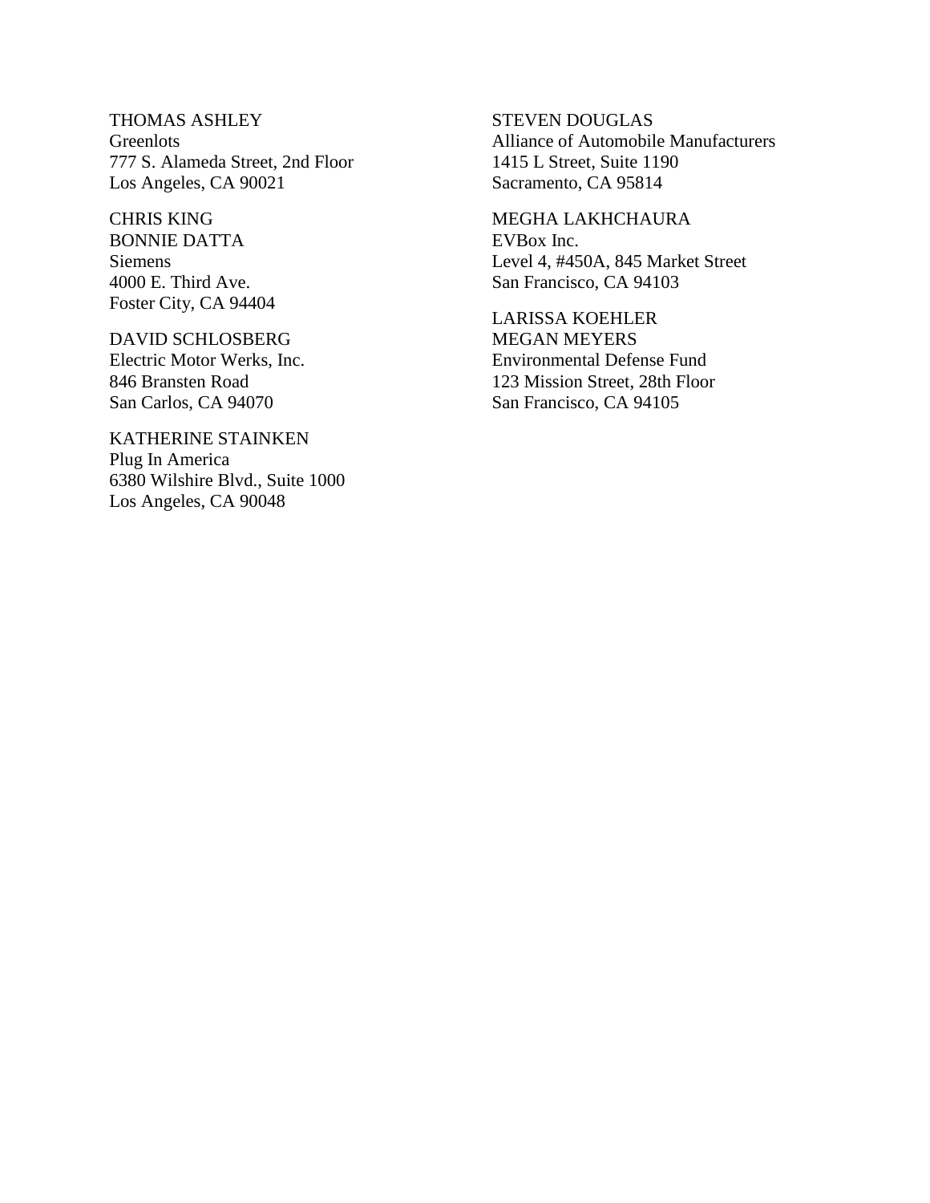THOMAS ASHLEY
Greenlots
777 S. Alameda Street, 2nd Floor
Los Angeles, CA 90021

CHRIS KING
BONNIE DATTA
Siemens
4000 E. Third Ave.
Foster City, CA 94404

DAVID SCHLOSBERG
Electric Motor Werks, Inc.
846 Bransten Road
San Carlos, CA 94070

KATHERINE STAINKEN
Plug In America
6380 Wilshire Blvd., Suite 1000
Los Angeles, CA 90048

STEVEN DOUGLAS
Alliance of Automobile Manufacturers
1415 L Street, Suite 1190
Sacramento, CA 95814

MEGHA LAKHCHAURA
EVBox Inc.
Level 4, #450A, 845 Market Street
San Francisco, CA 94103

LARISSA KOEHLER
MEGAN MEYERS
Environmental Defense Fund
123 Mission Street, 28th Floor
San Francisco, CA 94105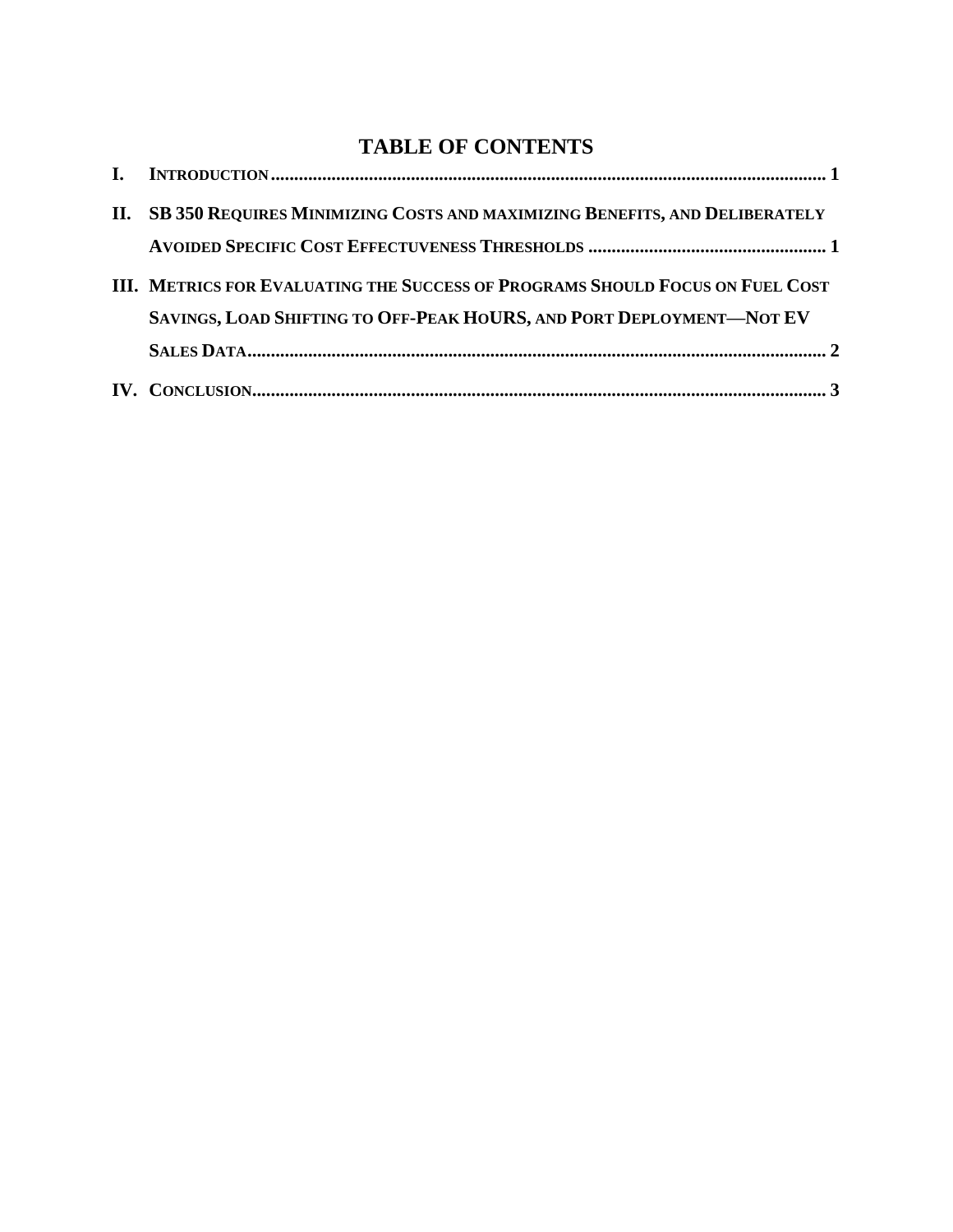# TABLE OF CONTENTS

**I. INTRODUCTION** .......... 1

**II. SB 350 REQUIRES MINIMIZING COSTS AND MAXIMIZING BENEFITS, AND DELIBERATELY AVOIDED SPECIFIC COST EFFECTUVENESS THRESHOLDS** .......... 1

**III. METRICS FOR EVALUATING THE SUCCESS OF PROGRAMS SHOULD FOCUS ON FUEL COST SAVINGS, LOAD SHIFTING TO OFF-PEAK HOURS, AND PORT DEPLOYMENT—NOT EV SALES DATA** .......... 2

**IV. CONCLUSION** .......... 3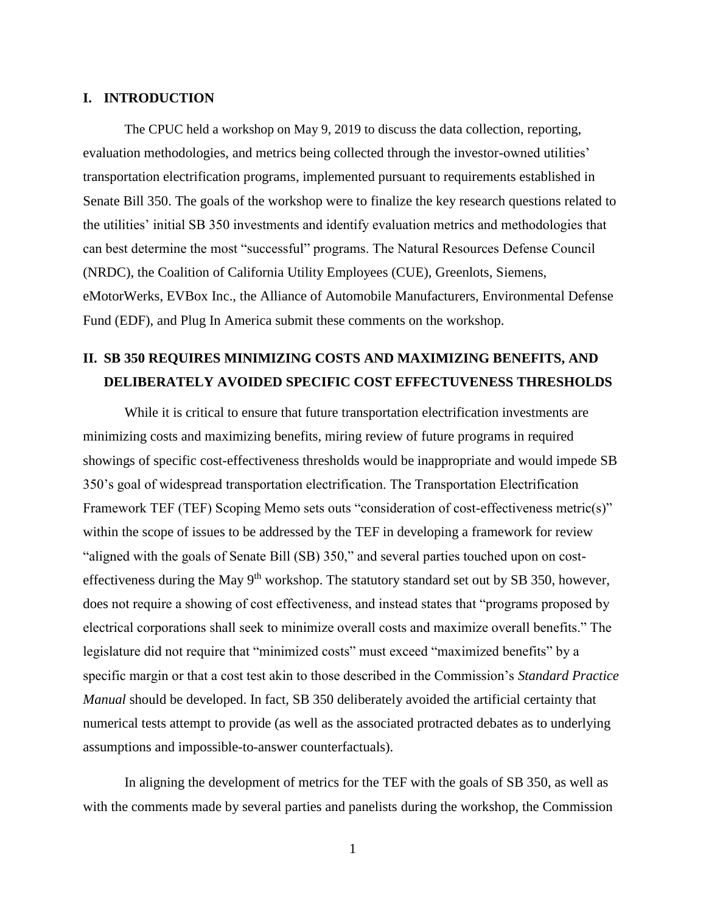## I. INTRODUCTION

The CPUC held a workshop on May 9, 2019 to discuss the data collection, reporting, evaluation methodologies, and metrics being collected through the investor-owned utilities' transportation electrification programs, implemented pursuant to requirements established in Senate Bill 350. The goals of the workshop were to finalize the key research questions related to the utilities' initial SB 350 investments and identify evaluation metrics and methodologies that can best determine the most "successful" programs. The Natural Resources Defense Council (NRDC), the Coalition of California Utility Employees (CUE), Greenlots, Siemens, eMotorWerks, EVBox Inc., the Alliance of Automobile Manufacturers, Environmental Defense Fund (EDF), and Plug In America submit these comments on the workshop.

## II. SB 350 REQUIRES MINIMIZING COSTS AND MAXIMIZING BENEFITS, AND DELIBERATELY AVOIDED SPECIFIC COST EFFECTUVENESS THRESHOLDS

While it is critical to ensure that future transportation electrification investments are minimizing costs and maximizing benefits, miring review of future programs in required showings of specific cost-effectiveness thresholds would be inappropriate and would impede SB 350's goal of widespread transportation electrification. The Transportation Electrification Framework TEF (TEF) Scoping Memo sets outs "consideration of cost-effectiveness metric(s)" within the scope of issues to be addressed by the TEF in developing a framework for review "aligned with the goals of Senate Bill (SB) 350," and several parties touched upon on cost-effectiveness during the May 9th workshop. The statutory standard set out by SB 350, however, does not require a showing of cost effectiveness, and instead states that "programs proposed by electrical corporations shall seek to minimize overall costs and maximize overall benefits." The legislature did not require that "minimized costs" must exceed "maximized benefits" by a specific margin or that a cost test akin to those described in the Commission's *Standard Practice Manual* should be developed. In fact, SB 350 deliberately avoided the artificial certainty that numerical tests attempt to provide (as well as the associated protracted debates as to underlying assumptions and impossible-to-answer counterfactuals).

In aligning the development of metrics for the TEF with the goals of SB 350, as well as with the comments made by several parties and panelists during the workshop, the Commission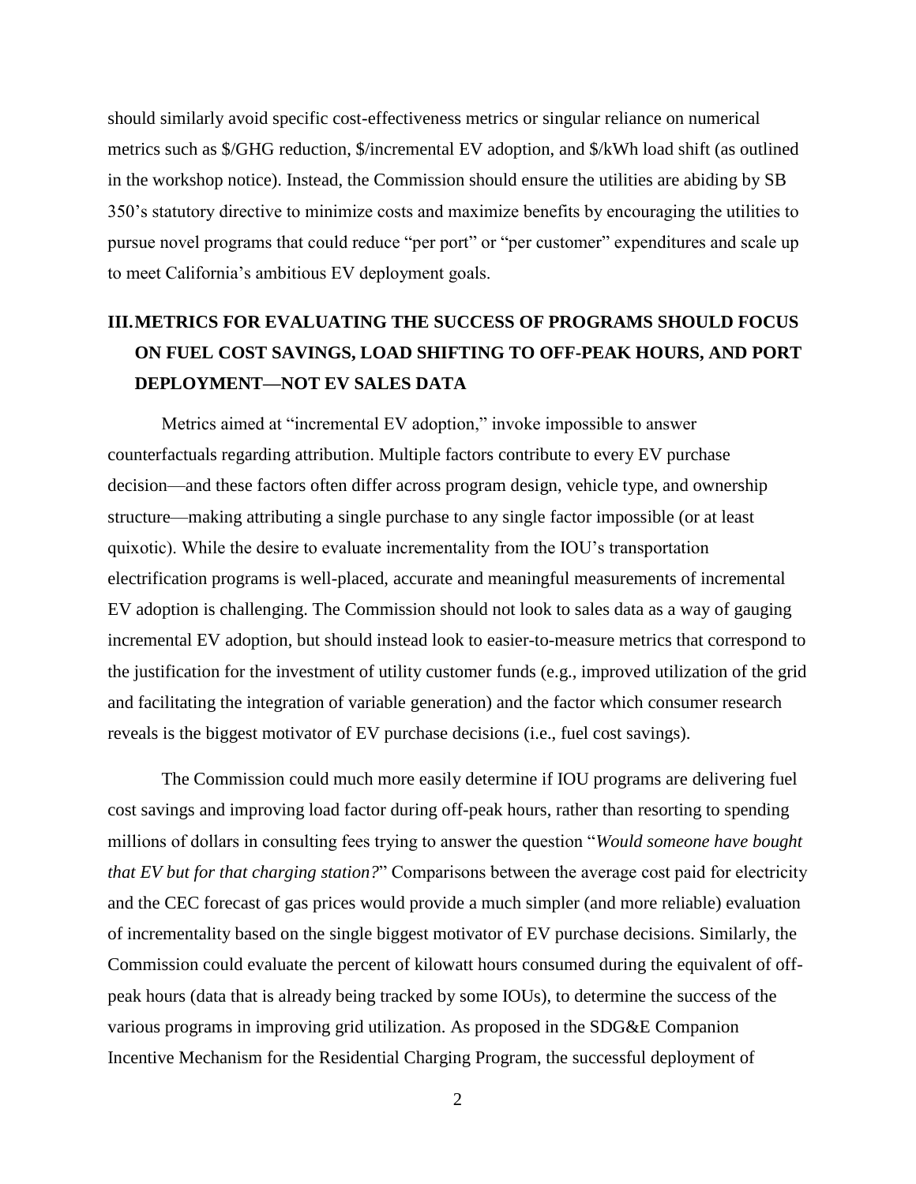should similarly avoid specific cost-effectiveness metrics or singular reliance on numerical metrics such as $/GHG reduction, $/incremental EV adoption, and $/kWh load shift (as outlined in the workshop notice). Instead, the Commission should ensure the utilities are abiding by SB 350's statutory directive to minimize costs and maximize benefits by encouraging the utilities to pursue novel programs that could reduce "per port" or "per customer" expenditures and scale up to meet California's ambitious EV deployment goals.

## III. METRICS FOR EVALUATING THE SUCCESS OF PROGRAMS SHOULD FOCUS ON FUEL COST SAVINGS, LOAD SHIFTING TO OFF-PEAK HOURS, AND PORT DEPLOYMENT—NOT EV SALES DATA

Metrics aimed at "incremental EV adoption," invoke impossible to answer counterfactuals regarding attribution. Multiple factors contribute to every EV purchase decision—and these factors often differ across program design, vehicle type, and ownership structure—making attributing a single purchase to any single factor impossible (or at least quixotic). While the desire to evaluate incrementality from the IOU's transportation electrification programs is well-placed, accurate and meaningful measurements of incremental EV adoption is challenging. The Commission should not look to sales data as a way of gauging incremental EV adoption, but should instead look to easier-to-measure metrics that correspond to the justification for the investment of utility customer funds (e.g., improved utilization of the grid and facilitating the integration of variable generation) and the factor which consumer research reveals is the biggest motivator of EV purchase decisions (i.e., fuel cost savings).

The Commission could much more easily determine if IOU programs are delivering fuel cost savings and improving load factor during off-peak hours, rather than resorting to spending millions of dollars in consulting fees trying to answer the question "*Would someone have bought that EV but for that charging station?*" Comparisons between the average cost paid for electricity and the CEC forecast of gas prices would provide a much simpler (and more reliable) evaluation of incrementality based on the single biggest motivator of EV purchase decisions. Similarly, the Commission could evaluate the percent of kilowatt hours consumed during the equivalent of off-peak hours (data that is already being tracked by some IOUs), to determine the success of the various programs in improving grid utilization. As proposed in the SDG&E Companion Incentive Mechanism for the Residential Charging Program, the successful deployment of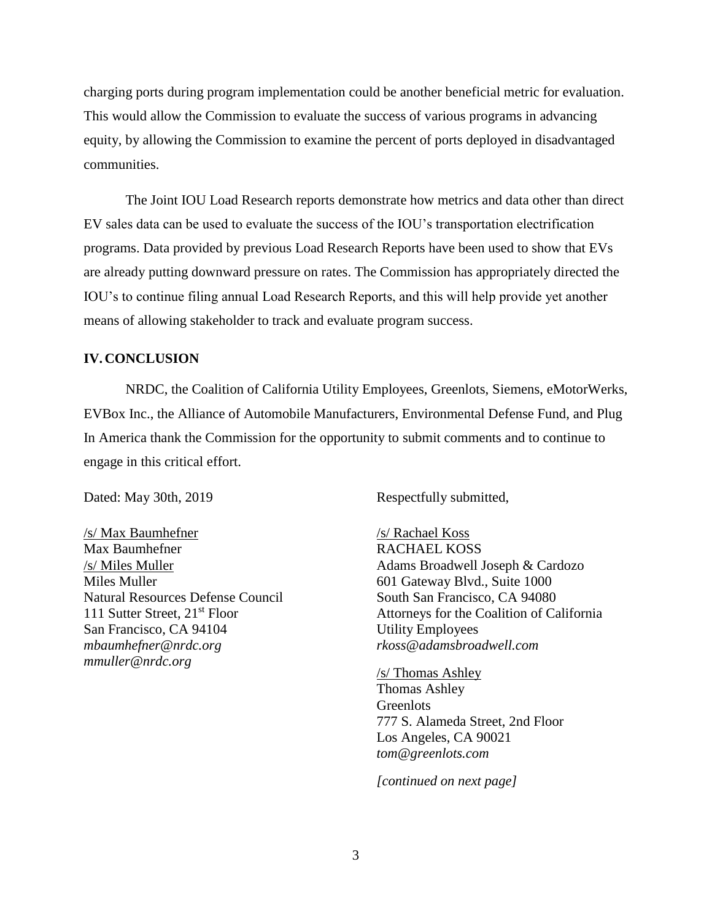charging ports during program implementation could be another beneficial metric for evaluation. This would allow the Commission to evaluate the success of various programs in advancing equity, by allowing the Commission to examine the percent of ports deployed in disadvantaged communities.

The Joint IOU Load Research reports demonstrate how metrics and data other than direct EV sales data can be used to evaluate the success of the IOU's transportation electrification programs. Data provided by previous Load Research Reports have been used to show that EVs are already putting downward pressure on rates. The Commission has appropriately directed the IOU's to continue filing annual Load Research Reports, and this will help provide yet another means of allowing stakeholder to track and evaluate program success.

## IV. CONCLUSION

NRDC, the Coalition of California Utility Employees, Greenlots, Siemens, eMotorWerks, EVBox Inc., the Alliance of Automobile Manufacturers, Environmental Defense Fund, and Plug In America thank the Commission for the opportunity to submit comments and to continue to engage in this critical effort.

Dated: May 30th, 2019

Respectfully submitted,

/s/ Max Baumhefner
Max Baumhefner
/s/ Miles Muller
Miles Muller
Natural Resources Defense Council
111 Sutter Street, 21st Floor
San Francisco, CA 94104
*mbaumhefner@nrdc.org*
*mmuller@nrdc.org*

/s/ Rachael Koss
RACHAEL KOSS
Adams Broadwell Joseph & Cardozo
601 Gateway Blvd., Suite 1000
South San Francisco, CA 94080
Attorneys for the Coalition of California Utility Employees
*rkoss@adamsbroadwell.com*

/s/ Thomas Ashley
Thomas Ashley
Greenlots
777 S. Alameda Street, 2nd Floor
Los Angeles, CA 90021
*tom@greenlots.com*

*[continued on next page]*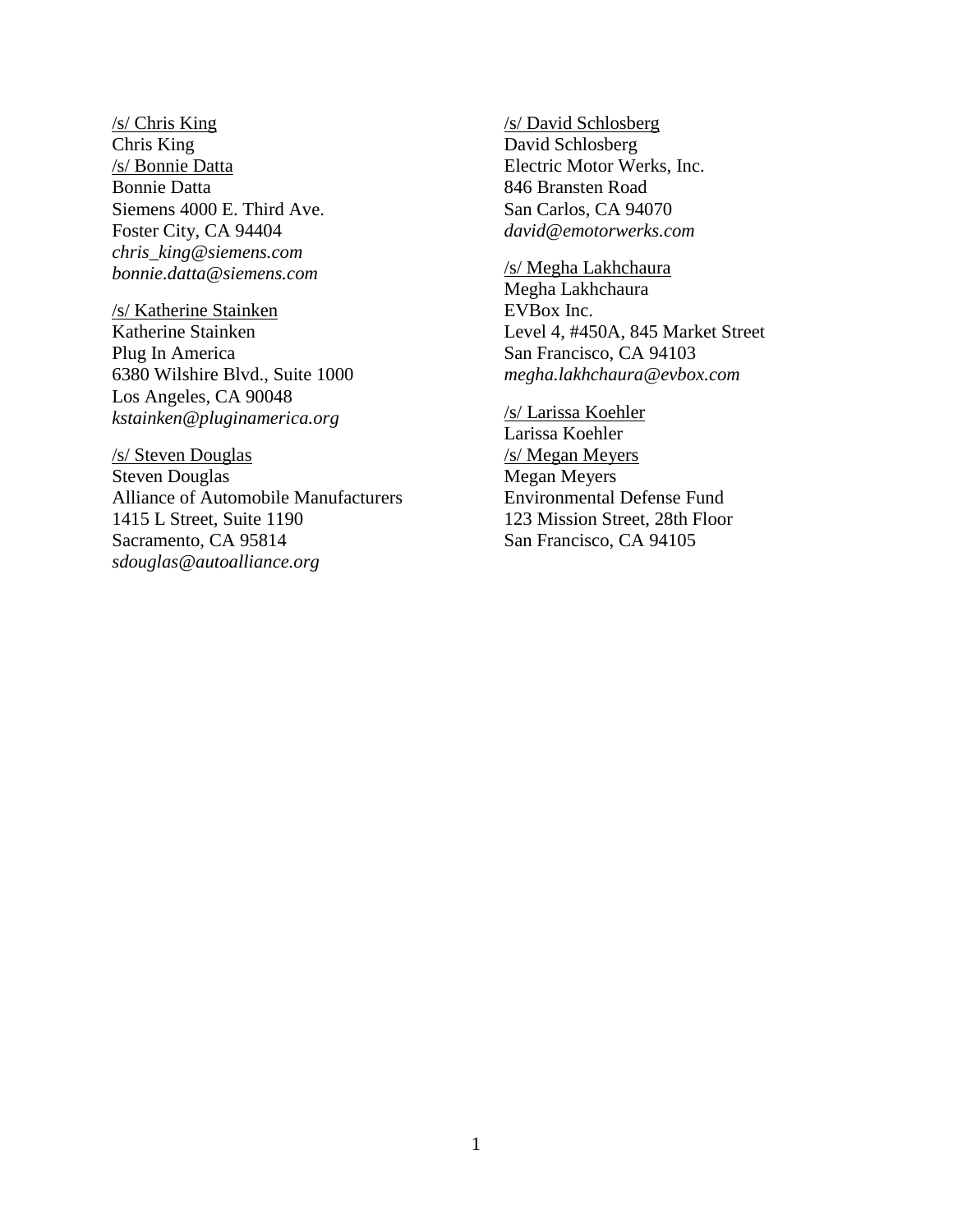/s/ Chris King
Chris King
/s/ Bonnie Datta
Bonnie Datta
Siemens 4000 E. Third Ave.
Foster City, CA 94404
*chris_king@siemens.com*
*bonnie.datta@siemens.com*

/s/ Katherine Stainken
Katherine Stainken
Plug In America
6380 Wilshire Blvd., Suite 1000
Los Angeles, CA 90048
*kstainken@pluginamerica.org*

/s/ Steven Douglas
Steven Douglas
Alliance of Automobile Manufacturers
1415 L Street, Suite 1190
Sacramento, CA 95814
*sdouglas@autoalliance.org*

/s/ David Schlosberg
David Schlosberg
Electric Motor Werks, Inc.
846 Bransten Road
San Carlos, CA 94070
*david@emotorwerks.com*

/s/ Megha Lakhchaura
Megha Lakhchaura
EVBox Inc.
Level 4, #450A, 845 Market Street
San Francisco, CA 94103
*megha.lakhchaura@evbox.com*

/s/ Larissa Koehler
Larissa Koehler
/s/ Megan Meyers
Megan Meyers
Environmental Defense Fund
123 Mission Street, 28th Floor
San Francisco, CA 94105